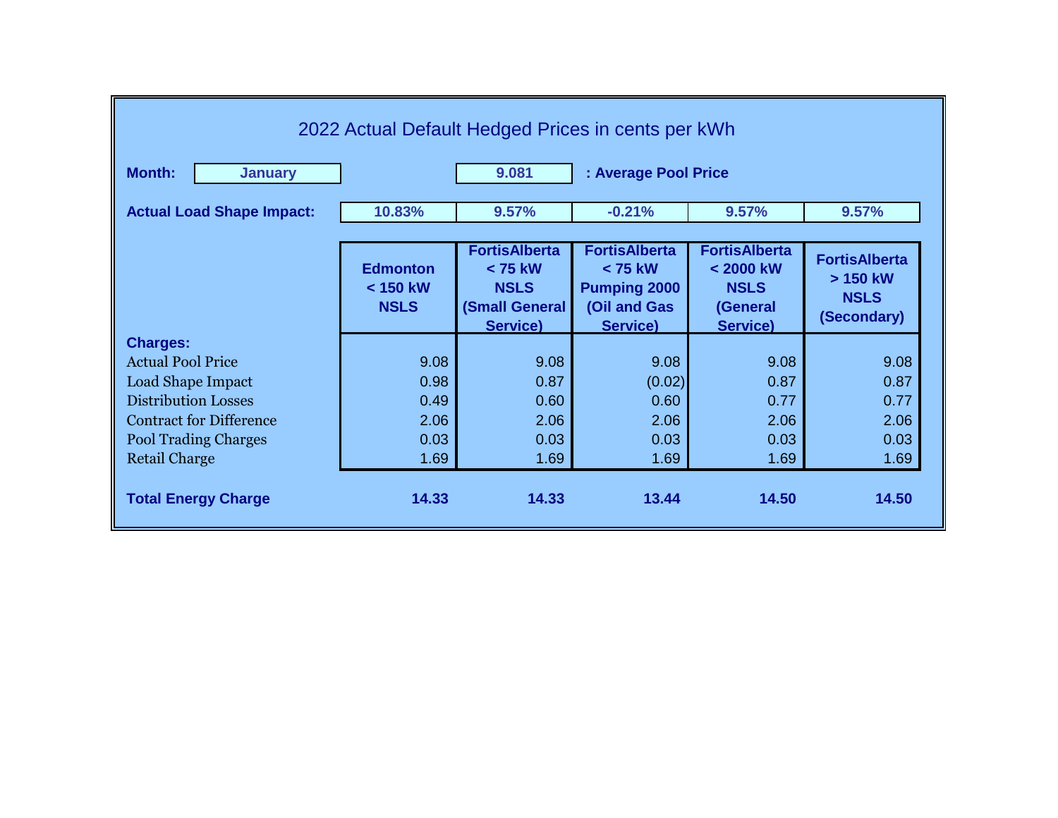# 2022 Actual Default Hedged Prices in cents per kWh

**Month:** January | 9.081 **: Average Pool Price**

| | Edmonton < 150 kW NSLS | FortisAlberta < 75 kW NSLS (Small General Service) | FortisAlberta < 75 kW Pumping 2000 (Oil and Gas Service) | FortisAlberta < 2000 kW NSLS (General Service) | FortisAlberta > 150 kW NSLS (Secondary) |
|---|---|---|---|---|---|
| **Actual Load Shape Impact:** | 10.83% | 9.57% | -0.21% | 9.57% | 9.57% |
| **Charges:** | | | | | |
| Actual Pool Price | 9.08 | 9.08 | 9.08 | 9.08 | 9.08 |
| Load Shape Impact | 0.98 | 0.87 | (0.02) | 0.87 | 0.87 |
| Distribution Losses | 0.49 | 0.60 | 0.60 | 0.77 | 0.77 |
| Contract for Difference | 2.06 | 2.06 | 2.06 | 2.06 | 2.06 |
| Pool Trading Charges | 0.03 | 0.03 | 0.03 | 0.03 | 0.03 |
| Retail Charge | 1.69 | 1.69 | 1.69 | 1.69 | 1.69 |
| **Total Energy Charge** | **14.33** | **14.33** | **13.44** | **14.50** | **14.50** |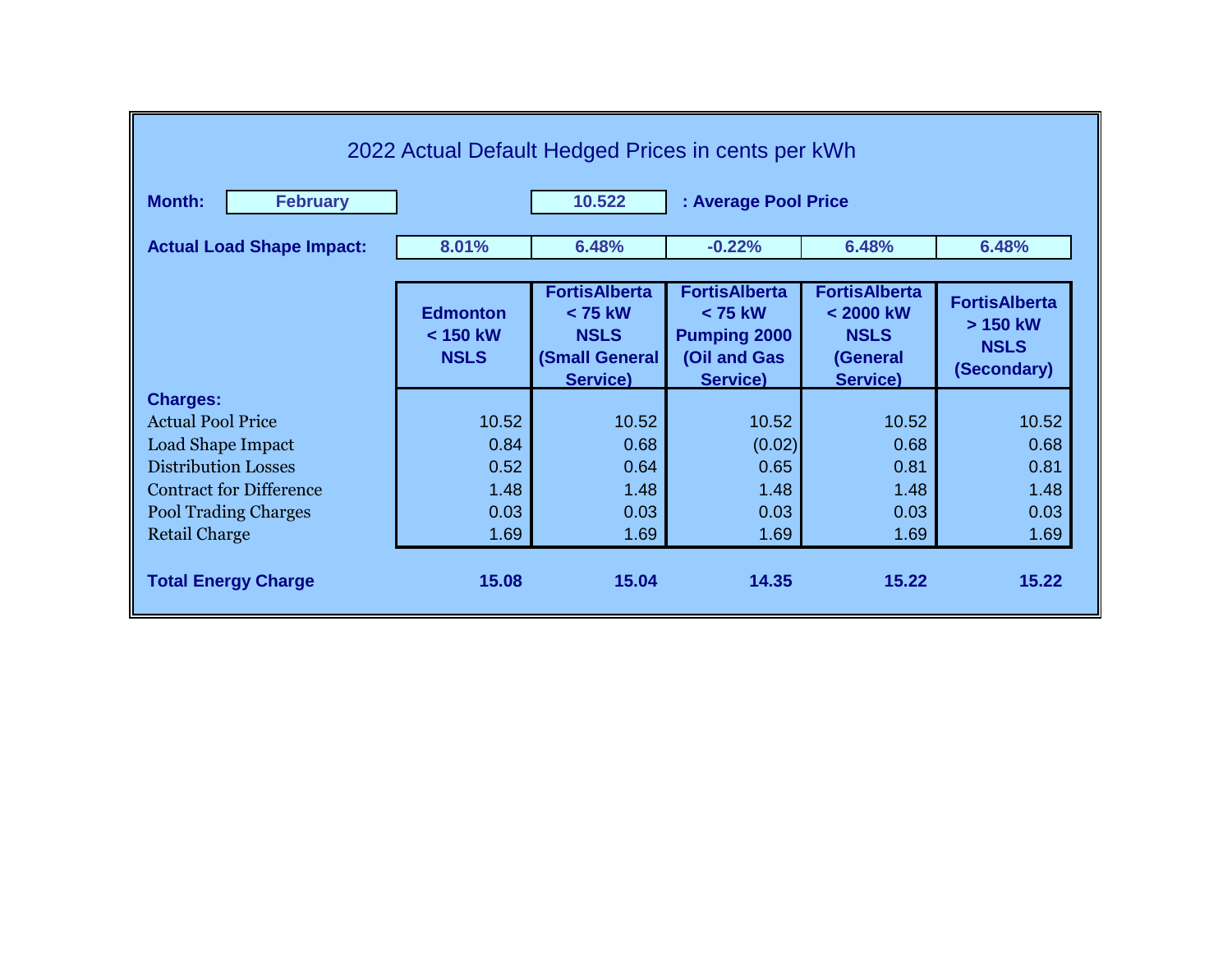# 2022 Actual Default Hedged Prices in cents per kWh

**Month:** February

**10.522** : Average Pool Price

| | Edmonton < 150 kW NSLS | FortisAlberta < 75 kW NSLS (Small General Service) | FortisAlberta < 75 kW Pumping 2000 (Oil and Gas Service) | FortisAlberta < 2000 kW NSLS (General Service) | FortisAlberta > 150 kW NSLS (Secondary) |
|---|---|---|---|---|---|
| **Actual Load Shape Impact:** | 8.01% | 6.48% | -0.22% | 6.48% | 6.48% |
| **Charges:** | | | | | |
| Actual Pool Price | 10.52 | 10.52 | 10.52 | 10.52 | 10.52 |
| Load Shape Impact | 0.84 | 0.68 | (0.02) | 0.68 | 0.68 |
| Distribution Losses | 0.52 | 0.64 | 0.65 | 0.81 | 0.81 |
| Contract for Difference | 1.48 | 1.48 | 1.48 | 1.48 | 1.48 |
| Pool Trading Charges | 0.03 | 0.03 | 0.03 | 0.03 | 0.03 |
| Retail Charge | 1.69 | 1.69 | 1.69 | 1.69 | 1.69 |
| **Total Energy Charge** | **15.08** | **15.04** | **14.35** | **15.22** | **15.22** |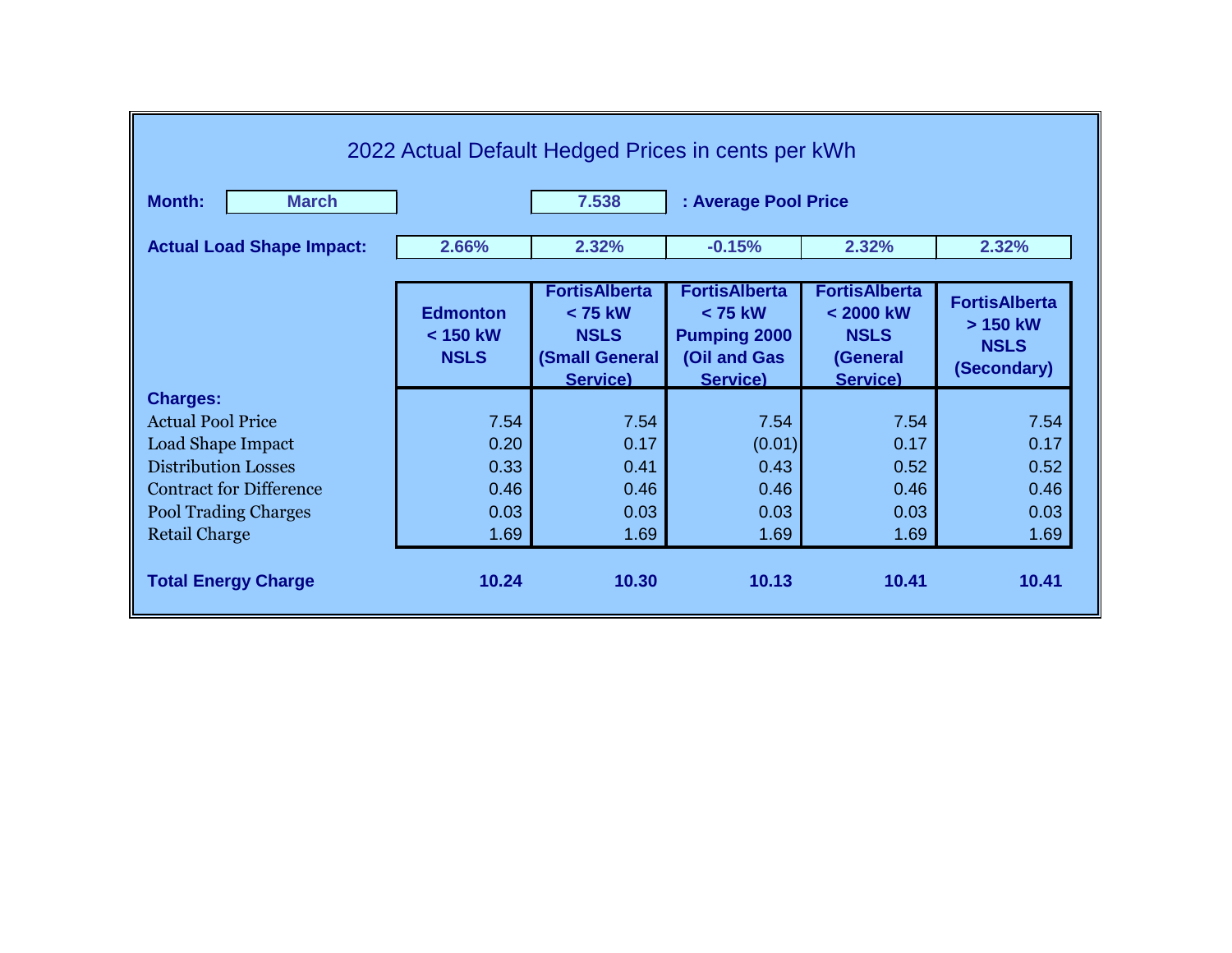## 2022 Actual Default Hedged Prices in cents per kWh

**Month:** March | **7.538** : Average Pool Price

| | Edmonton < 150 kW NSLS | FortisAlberta < 75 kW NSLS (Small General Service) | FortisAlberta < 75 kW Pumping 2000 (Oil and Gas Service) | FortisAlberta < 2000 kW NSLS (General Service) | FortisAlberta > 150 kW NSLS (Secondary) |
|---|---|---|---|---|---|
| **Actual Load Shape Impact:** | 2.66% | 2.32% | -0.15% | 2.32% | 2.32% |
| **Charges:** | | | | | |
| Actual Pool Price | 7.54 | 7.54 | 7.54 | 7.54 | 7.54 |
| Load Shape Impact | 0.20 | 0.17 | (0.01) | 0.17 | 0.17 |
| Distribution Losses | 0.33 | 0.41 | 0.43 | 0.52 | 0.52 |
| Contract for Difference | 0.46 | 0.46 | 0.46 | 0.46 | 0.46 |
| Pool Trading Charges | 0.03 | 0.03 | 0.03 | 0.03 | 0.03 |
| Retail Charge | 1.69 | 1.69 | 1.69 | 1.69 | 1.69 |
| **Total Energy Charge** | **10.24** | **10.30** | **10.13** | **10.41** | **10.41** |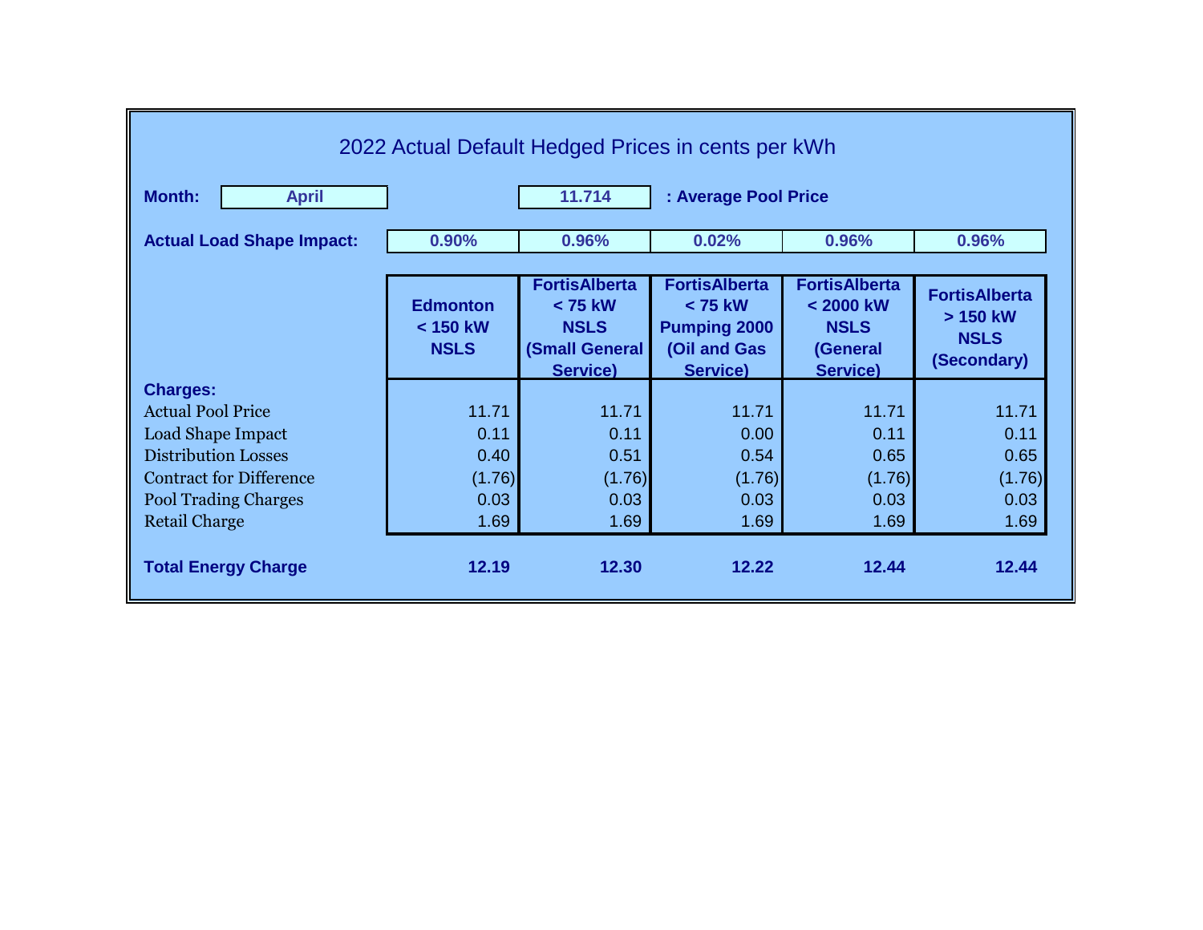# 2022 Actual Default Hedged Prices in cents per kWh

**Month:** April | 11.714 **: Average Pool Price**

| | Edmonton < 150 kW NSLS | FortisAlberta < 75 kW NSLS (Small General Service) | FortisAlberta < 75 kW Pumping 2000 (Oil and Gas Service) | FortisAlberta < 2000 kW NSLS (General Service) | FortisAlberta > 150 kW NSLS (Secondary) |
|---|---|---|---|---|---|
| **Actual Load Shape Impact:** | 0.90% | 0.96% | 0.02% | 0.96% | 0.96% |
| **Charges:** | | | | | |
| Actual Pool Price | 11.71 | 11.71 | 11.71 | 11.71 | 11.71 |
| Load Shape Impact | 0.11 | 0.11 | 0.00 | 0.11 | 0.11 |
| Distribution Losses | 0.40 | 0.51 | 0.54 | 0.65 | 0.65 |
| Contract for Difference | (1.76) | (1.76) | (1.76) | (1.76) | (1.76) |
| Pool Trading Charges | 0.03 | 0.03 | 0.03 | 0.03 | 0.03 |
| Retail Charge | 1.69 | 1.69 | 1.69 | 1.69 | 1.69 |
| **Total Energy Charge** | **12.19** | **12.30** | **12.22** | **12.44** | **12.44** |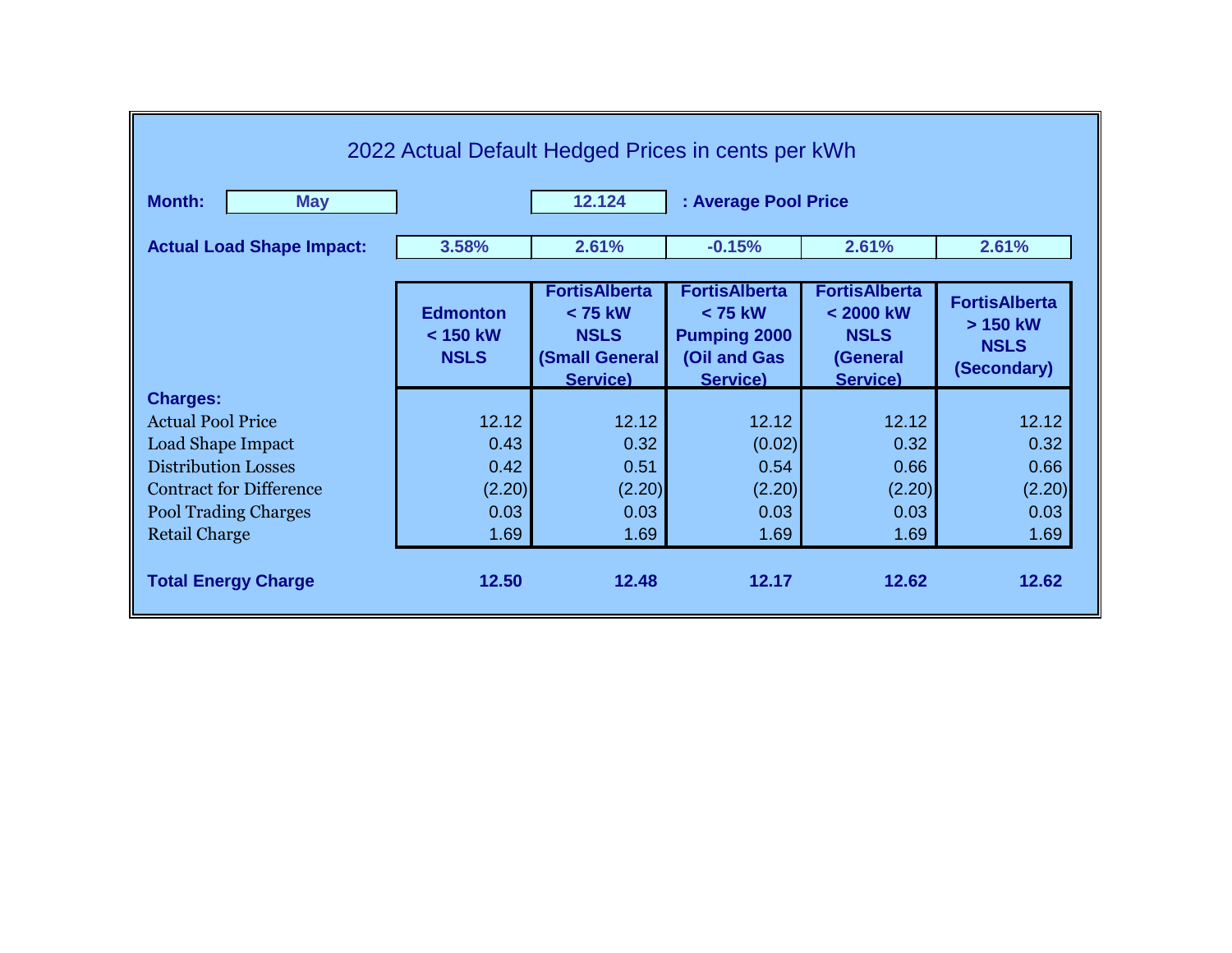# 2022 Actual Default Hedged Prices in cents per kWh

**Month:** May

**12.124** : **Average Pool Price**

| | Edmonton < 150 kW NSLS | FortisAlberta < 75 kW NSLS (Small General Service) | FortisAlberta < 75 kW Pumping 2000 (Oil and Gas Service) | FortisAlberta < 2000 kW NSLS (General Service) | FortisAlberta > 150 kW NSLS (Secondary) |
|---|---|---|---|---|---|
| **Actual Load Shape Impact:** | 3.58% | 2.61% | -0.15% | 2.61% | 2.61% |
| **Charges:** | | | | | |
| Actual Pool Price | 12.12 | 12.12 | 12.12 | 12.12 | 12.12 |
| Load Shape Impact | 0.43 | 0.32 | (0.02) | 0.32 | 0.32 |
| Distribution Losses | 0.42 | 0.51 | 0.54 | 0.66 | 0.66 |
| Contract for Difference | (2.20) | (2.20) | (2.20) | (2.20) | (2.20) |
| Pool Trading Charges | 0.03 | 0.03 | 0.03 | 0.03 | 0.03 |
| Retail Charge | 1.69 | 1.69 | 1.69 | 1.69 | 1.69 |
| **Total Energy Charge** | **12.50** | **12.48** | **12.17** | **12.62** | **12.62** |